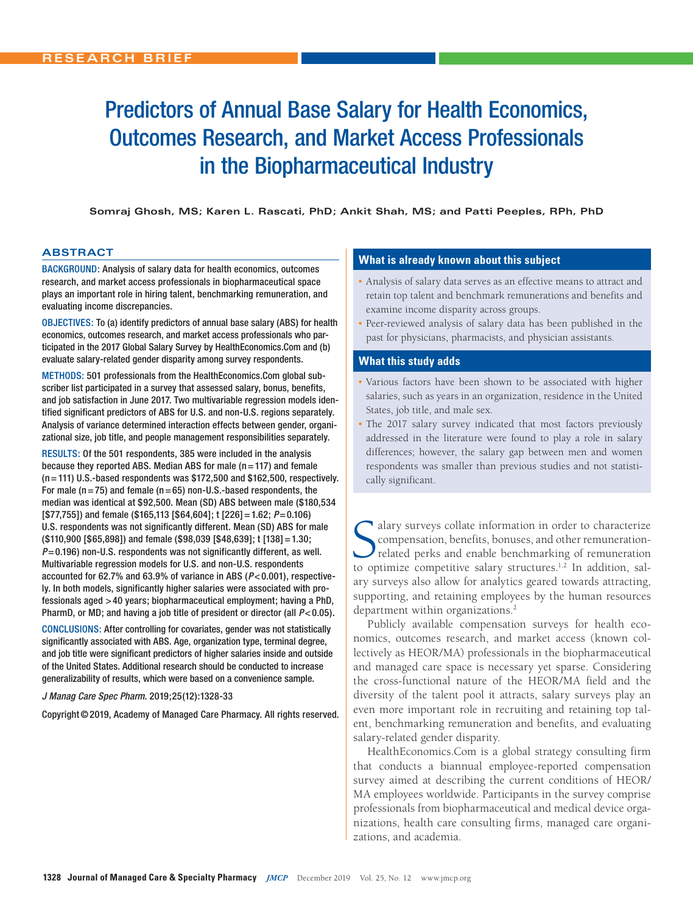RESEARCH BRIEF

# Predictors of Annual Base Salary for Health Economics, Outcomes Research, and Market Access Professionals in the Biopharmaceutical Industry

**Somraj Ghosh, MS; Karen L. Rascati, PhD; Ankit Shah, MS; and Patti Peeples, RPh, PhD**

## ABSTRACT

**BACKGROUND:** Analysis of salary data for health economics, outcomes research, and market access professionals in biopharmaceutical space plays an important role in hiring talent, benchmarking remuneration, and evaluating income discrepancies.

**OBJECTIVES:** To (a) identify predictors of annual base salary (ABS) for health economics, outcomes research, and market access professionals who participated in the 2017 Global Salary Survey by HealthEconomics.Com and (b) evaluate salary-related gender disparity among survey respondents.

**METHODS:** 501 professionals from the HealthEconomics.Com global subscriber list participated in a survey that assessed salary, bonus, benefits, and job satisfaction in June 2017. Two multivariable regression models identified significant predictors of ABS for U.S. and non-U.S. regions separately. Analysis of variance determined interaction effects between gender, organizational size, job title, and people management responsibilities separately.

**RESULTS:** Of the 501 respondents, 385 were included in the analysis because they reported ABS. Median ABS for male (n = 117) and female (n = 111) U.S.-based respondents was $172,500 and $162,500, respectively. For male (n = 75) and female (n = 65) non-U.S.-based respondents, the median was identical at $92,500. Mean (SD) ABS between male ($180,534 [$77,755]) and female ($165,113 [$64,604]; t [226] = 1.62; $P = 0.106$) U.S. respondents was not significantly different. Mean (SD) ABS for male ($110,900 [$65,898]) and female ($98,039 [$48,639]; t [138] = 1.30; $P = 0.196$) non-U.S. respondents was not significantly different, as well. Multivariable regression models for U.S. and non-U.S. respondents accounted for 62.7% and 63.9% of variance in ABS ($P < 0.001$), respectively. In both models, significantly higher salaries were associated with professionals aged > 40 years; biopharmaceutical employment; having a PhD, PharmD, or MD; and having a job title of president or director (all $P < 0.05$).

**CONCLUSIONS:** After controlling for covariates, gender was not statistically significantly associated with ABS. Age, organization type, terminal degree, and job title were significant predictors of higher salaries inside and outside of the United States. Additional research should be conducted to increase generalizability of results, which were based on a convenience sample.

*J Manag Care Spec Pharm.* 2019;25(12):1328-33

Copyright © 2019, Academy of Managed Care Pharmacy. All rights reserved.

### What is already known about this subject

- Analysis of salary data serves as an effective means to attract and retain top talent and benchmark remunerations and benefits and examine income disparity across groups.
- Peer-reviewed analysis of salary data has been published in the past for physicians, pharmacists, and physician assistants.

### What this study adds

- Various factors have been shown to be associated with higher salaries, such as years in an organization, residence in the United States, job title, and male sex.
- The 2017 salary survey indicated that most factors previously addressed in the literature were found to play a role in salary differences; however, the salary gap between men and women respondents was smaller than previous studies and not statistically significant.

Salary surveys collate information in order to characterize compensation, benefits, bonuses, and other remuneration-related perks and enable benchmarking of remuneration to optimize competitive salary structures.[1,2] In addition, salary surveys also allow for analytics geared towards attracting, supporting, and retaining employees by the human resources department within organizations.[2]

Publicly available compensation surveys for health economics, outcomes research, and market access (known collectively as HEOR/MA) professionals in the biopharmaceutical and managed care space is necessary yet sparse. Considering the cross-functional nature of the HEOR/MA field and the diversity of the talent pool it attracts, salary surveys play an even more important role in recruiting and retaining top talent, benchmarking remuneration and benefits, and evaluating salary-related gender disparity.

HealthEconomics.Com is a global strategy consulting firm that conducts a biannual employee-reported compensation survey aimed at describing the current conditions of HEOR/MA employees worldwide. Participants in the survey comprise professionals from biopharmaceutical and medical device organizations, health care consulting firms, managed care organizations, and academia.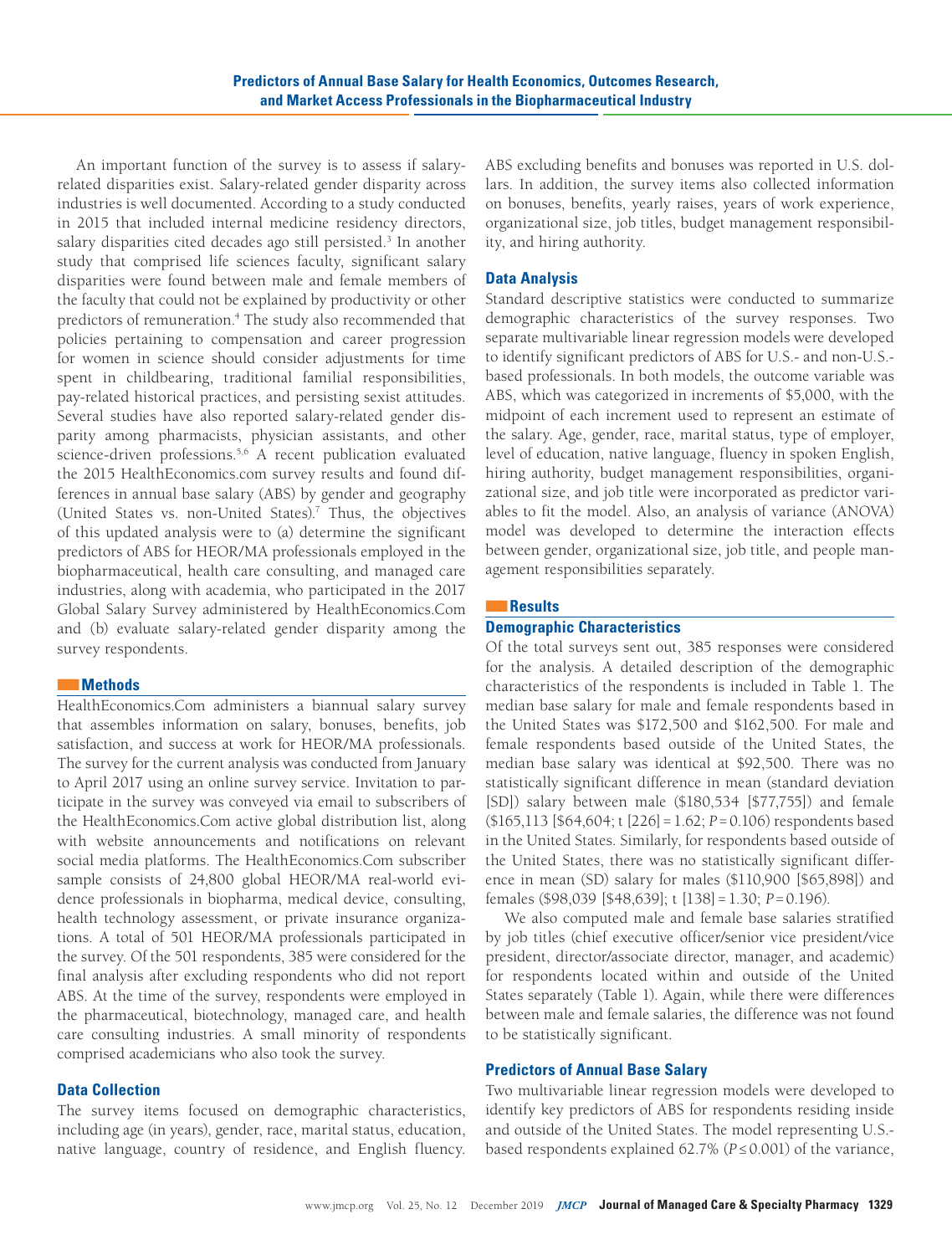An important function of the survey is to assess if salary-related disparities exist. Salary-related gender disparity across industries is well documented. According to a study conducted in 2015 that included internal medicine residency directors, salary disparities cited decades ago still persisted.[3] In another study that comprised life sciences faculty, significant salary disparities were found between male and female members of the faculty that could not be explained by productivity or other predictors of remuneration.[4] The study also recommended that policies pertaining to compensation and career progression for women in science should consider adjustments for time spent in childbearing, traditional familial responsibilities, pay-related historical practices, and persisting sexist attitudes. Several studies have also reported salary-related gender disparity among pharmacists, physician assistants, and other science-driven professions.[5,6] A recent publication evaluated the 2015 HealthEconomics.com survey results and found differences in annual base salary (ABS) by gender and geography (United States vs. non-United States).[7] Thus, the objectives of this updated analysis were to (a) determine the significant predictors of ABS for HEOR/MA professionals employed in the biopharmaceutical, health care consulting, and managed care industries, along with academia, who participated in the 2017 Global Salary Survey administered by HealthEconomics.Com and (b) evaluate salary-related gender disparity among the survey respondents.

## Methods

HealthEconomics.Com administers a biannual salary survey that assembles information on salary, bonuses, benefits, job satisfaction, and success at work for HEOR/MA professionals. The survey for the current analysis was conducted from January to April 2017 using an online survey service. Invitation to participate in the survey was conveyed via email to subscribers of the HealthEconomics.Com active global distribution list, along with website announcements and notifications on relevant social media platforms. The HealthEconomics.Com subscriber sample consists of 24,800 global HEOR/MA real-world evidence professionals in biopharma, medical device, consulting, health technology assessment, or private insurance organizations. A total of 501 HEOR/MA professionals participated in the survey. Of the 501 respondents, 385 were considered for the final analysis after excluding respondents who did not report ABS. At the time of the survey, respondents were employed in the pharmaceutical, biotechnology, managed care, and health care consulting industries. A small minority of respondents comprised academicians who also took the survey.

### Data Collection

The survey items focused on demographic characteristics, including age (in years), gender, race, marital status, education, native language, country of residence, and English fluency. ABS excluding benefits and bonuses was reported in U.S. dollars. In addition, the survey items also collected information on bonuses, benefits, yearly raises, years of work experience, organizational size, job titles, budget management responsibility, and hiring authority.

### Data Analysis

Standard descriptive statistics were conducted to summarize demographic characteristics of the survey responses. Two separate multivariable linear regression models were developed to identify significant predictors of ABS for U.S.- and non-U.S.-based professionals. In both models, the outcome variable was ABS, which was categorized in increments of \$5,000, with the midpoint of each increment used to represent an estimate of the salary. Age, gender, race, marital status, type of employer, level of education, native language, fluency in spoken English, hiring authority, budget management responsibilities, organizational size, and job title were incorporated as predictor variables to fit the model. Also, an analysis of variance (ANOVA) model was developed to determine the interaction effects between gender, organizational size, job title, and people management responsibilities separately.

## Results

### Demographic Characteristics

Of the total surveys sent out, 385 responses were considered for the analysis. A detailed description of the demographic characteristics of the respondents is included in Table 1. The median base salary for male and female respondents based in the United States was \$172,500 and \$162,500. For male and female respondents based outside of the United States, the median base salary was identical at \$92,500. There was no statistically significant difference in mean (standard deviation [SD]) salary between male (\$180,534 [\$77,755]) and female (\$165,113 [\$64,604; $t$ [226] = 1.62; $P = 0.106$) respondents based in the United States. Similarly, for respondents based outside of the United States, there was no statistically significant difference in mean (SD) salary for males (\$110,900 [\$65,898]) and females (\$98,039 [\$48,639]; $t$ [138] = 1.30; $P = 0.196$).

We also computed male and female base salaries stratified by job titles (chief executive officer/senior vice president/vice president, director/associate director, manager, and academic) for respondents located within and outside of the United States separately (Table 1). Again, while there were differences between male and female salaries, the difference was not found to be statistically significant.

### Predictors of Annual Base Salary

Two multivariable linear regression models were developed to identify key predictors of ABS for respondents residing inside and outside of the United States. The model representing U.S.-based respondents explained 62.7% ($P \leq 0.001$) of the variance,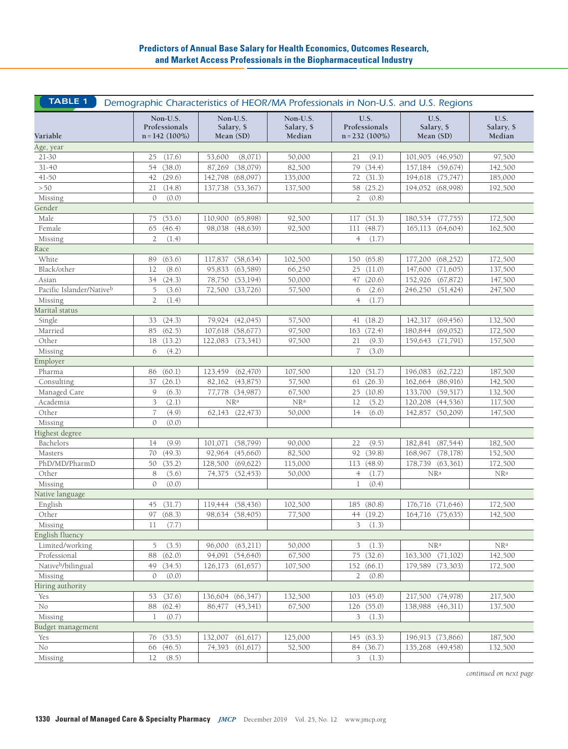**TABLE 1** *Demographic Characteristics of HEOR/MA Professionals in Non-U.S. and U.S. Regions*

| Variable | Non-U.S. Professionals n = 142 (100%) | Non-U.S. Salary, $ Mean (SD) | Non-U.S. Salary, $ Median | U.S. Professionals n = 232 (100%) | U.S. Salary, $ Mean (SD) | U.S. Salary, $ Median |
|---|---|---|---|---|---|---|
| **Age, year** | | | | | | |
| 21-30 | 25 (17.6) | 53,600 (8,071) | 50,000 | 21 (9.1) | 101,905 (46,950) | 97,500 |
| 31-40 | 54 (38.0) | 87,269 (38,079) | 82,500 | 79 (34.4) | 157,184 (59,674) | 142,500 |
| 41-50 | 42 (29.6) | 142,798 (68,097) | 135,000 | 72 (31.3) | 194,618 (75,747) | 185,000 |
| > 50 | 21 (14.8) | 137,738 (53,367) | 137,500 | 58 (25.2) | 194,052 (68,998) | 192,500 |
| Missing | 0 (0.0) | | | 2 (0.8) | | |
| **Gender** | | | | | | |
| Male | 75 (53.6) | 110,900 (65,898) | 92,500 | 117 (51.3) | 180,534 (77,755) | 172,500 |
| Female | 65 (46.4) | 98,038 (48,639) | 92,500 | 111 (48.7) | 165,113 (64,604) | 162,500 |
| Missing | 2 (1.4) | | | 4 (1.7) | | |
| **Race** | | | | | | |
| White | 89 (63.6) | 117,837 (58,634) | 102,500 | 150 (65.8) | 177,200 (68,252) | 172,500 |
| Black/other | 12 (8.6) | 95,833 (63,589) | 66,250 | 25 (11.0) | 147,600 (71,605) | 137,500 |
| Asian | 34 (24.3) | 78,750 (53,194) | 50,000 | 47 (20.6) | 152,926 (67,872) | 147,500 |
| Pacific Islander/Native[b] | 5 (3.6) | 72,500 (33,726) | 57,500 | 6 (2.6) | 246,250 (51,424) | 247,500 |
| Missing | 2 (1.4) | | | 4 (1.7) | | |
| **Marital status** | | | | | | |
| Single | 33 (24.3) | 79,924 (42,045) | 57,500 | 41 (18.2) | 142,317 (69,456) | 132,500 |
| Married | 85 (62.5) | 107,618 (58,677) | 97,500 | 163 (72.4) | 180,844 (69,052) | 172,500 |
| Other | 18 (13.2) | 122,083 (73,341) | 97,500 | 21 (9.3) | 159,643 (71,791) | 157,500 |
| Missing | 6 (4.2) | | | 7 (3.0) | | |
| **Employer** | | | | | | |
| Pharma | 86 (60.1) | 123,459 (62,470) | 107,500 | 120 (51.7) | 196,083 (62,722) | 187,500 |
| Consulting | 37 (26.1) | 82,162 (43,875) | 57,500 | 61 (26.3) | 162,664 (86,916) | 142,500 |
| Managed Care | 9 (6.3) | 77,778 (34,987) | 67,500 | 25 (10.8) | 133,700 (59,517) | 132,500 |
| Academia | 3 (2.1) | NR[a] | NR[a] | 12 (5.2) | 120,208 (44,536) | 117,500 |
| Other | 7 (4.9) | 62,143 (22,473) | 50,000 | 14 (6.0) | 142,857 (50,209) | 147,500 |
| Missing | 0 (0.0) | | | | | |
| **Highest degree** | | | | | | |
| Bachelors | 14 (9.9) | 101,071 (58,799) | 90,000 | 22 (9.5) | 182,841 (87,544) | 182,500 |
| Masters | 70 (49.3) | 92,964 (45,660) | 82,500 | 92 (39.8) | 168,967 (78,178) | 152,500 |
| PhD/MD/PharmD | 50 (35.2) | 128,500 (69,622) | 115,000 | 113 (48.9) | 178,739 (63,361) | 172,500 |
| Other | 8 (5.6) | 74,375 (52,453) | 50,000 | 4 (1.7) | NR[a] | NR[a] |
| Missing | 0 (0.0) | | | 1 (0.4) | | |
| **Native language** | | | | | | |
| English | 45 (31.7) | 119,444 (58,436) | 102,500 | 185 (80.8) | 176,716 (71,646) | 172,500 |
| Other | 97 (68.3) | 98,634 (58,405) | 77,500 | 44 (19.2) | 164,716 (75,635) | 142,500 |
| Missing | 11 (7.7) | | | 3 (1.3) | | |
| **English fluency** | | | | | | |
| Limited/working | 5 (3.5) | 96,000 (63,211) | 50,000 | 3 (1.3) | NR[a] | NR[a] |
| Professional | 88 (62.0) | 94,091 (54,640) | 67,500 | 75 (32.6) | 163,300 (71,102) | 142,500 |
| Native[b]/bilingual | 49 (34.5) | 126,173 (61,657) | 107,500 | 152 (66.1) | 179,589 (73,303) | 172,500 |
| Missing | 0 (0.0) | | | 2 (0.8) | | |
| **Hiring authority** | | | | | | |
| Yes | 53 (37.6) | 136,604 (66,347) | 132,500 | 103 (45.0) | 217,500 (74,978) | 217,500 |
| No | 88 (62.4) | 86,477 (45,341) | 67,500 | 126 (55.0) | 138,988 (46,311) | 137,500 |
| Missing | 1 (0.7) | | | 3 (1.3) | | |
| **Budget management** | | | | | | |
| Yes | 76 (53.5) | 132,007 (61,617) | 125,000 | 145 (63.3) | 196,913 (73,866) | 187,500 |
| No | 66 (46.5) | 74,393 (61,617) | 52,500 | 84 (36.7) | 135,268 (49,458) | 132,500 |
| Missing | 12 (8.5) | | | 3 (1.3) | | |

*continued on next page*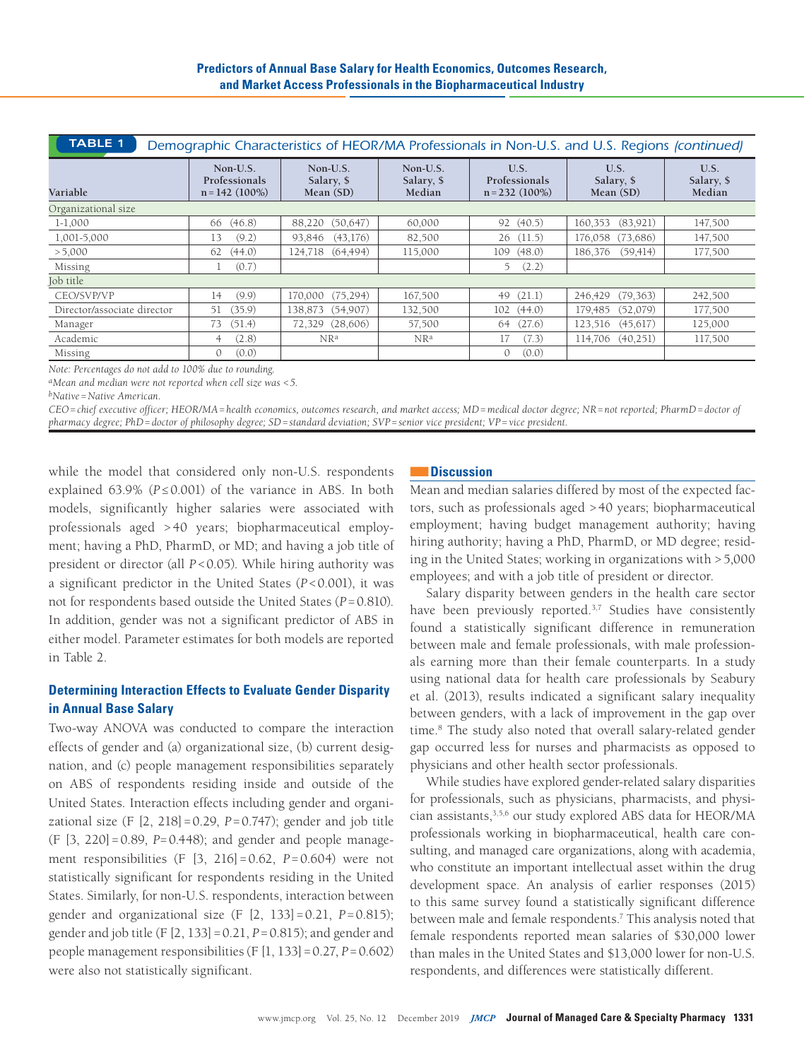**TABLE 1** *Demographic Characteristics of HEOR/MA Professionals in Non-U.S. and U.S. Regions (continued)*

| Variable | Non-U.S. Professionals n = 142 (100%) | Non-U.S. Salary, $ Mean (SD) | Non-U.S. Salary, $ Median | U.S. Professionals n = 232 (100%) | U.S. Salary, $ Mean (SD) | U.S. Salary, $ Median |
|---|---|---|---|---|---|---|
| Organizational size | | | | | | |
| 1-1,000 | 66 (46.8) | 88,220 (50,647) | 60,000 | 92 (40.5) | 160,353 (83,921) | 147,500 |
| 1,001-5,000 | 13 (9.2) | 93,846 (43,176) | 82,500 | 26 (11.5) | 176,058 (73,686) | 147,500 |
| > 5,000 | 62 (44.0) | 124,718 (64,494) | 115,000 | 109 (48.0) | 186,376 (59,414) | 177,500 |
| Missing | 1 (0.7) | | | 5 (2.2) | | |
| Job title | | | | | | |
| CEO/SVP/VP | 14 (9.9) | 170,000 (75,294) | 167,500 | 49 (21.1) | 246,429 (79,363) | 242,500 |
| Director/associate director | 51 (35.9) | 138,873 (54,907) | 132,500 | 102 (44.0) | 179,485 (52,079) | 177,500 |
| Manager | 73 (51.4) | 72,329 (28,606) | 57,500 | 64 (27.6) | 123,516 (45,617) | 125,000 |
| Academic | 4 (2.8) | NR[a] | NR[a] | 17 (7.3) | 114,706 (40,251) | 117,500 |
| Missing | 0 (0.0) | | | 0 (0.0) | | |

*Note: Percentages do not add to 100% due to rounding.*

[a]*Mean and median were not reported when cell size was <5.*

[b]*Native = Native American.*

*CEO = chief executive officer; HEOR/MA = health economics, outcomes research, and market access; MD = medical doctor degree; NR = not reported; PharmD = doctor of pharmacy degree; PhD = doctor of philosophy degree; SD = standard deviation; SVP = senior vice president; VP = vice president.*

while the model that considered only non-U.S. respondents explained 63.9% ($P \leq 0.001$) of the variance in ABS. In both models, significantly higher salaries were associated with professionals aged > 40 years; biopharmaceutical employment; having a PhD, PharmD, or MD; and having a job title of president or director (all $P < 0.05$). While hiring authority was a significant predictor in the United States ($P < 0.001$), it was not for respondents based outside the United States ($P = 0.810$). In addition, gender was not a significant predictor of ABS in either model. Parameter estimates for both models are reported in Table 2.

### Determining Interaction Effects to Evaluate Gender Disparity in Annual Base Salary

Two-way ANOVA was conducted to compare the interaction effects of gender and (a) organizational size, (b) current designation, and (c) people management responsibilities separately on ABS of respondents residing inside and outside of the United States. Interaction effects including gender and organizational size ($F\ [2, 218] = 0.29$, $P = 0.747$); gender and job title ($F\ [3, 220] = 0.89$, $P = 0.448$); and gender and people management responsibilities ($F\ [3, 216] = 0.62$, $P = 0.604$) were not statistically significant for respondents residing in the United States. Similarly, for non-U.S. respondents, interaction between gender and organizational size ($F\ [2, 133] = 0.21$, $P = 0.815$); gender and job title ($F\ [2, 133] = 0.21$, $P = 0.815$); and gender and people management responsibilities ($F\ [1, 133] = 0.27$, $P = 0.602$) were also not statistically significant.

## Discussion

Mean and median salaries differed by most of the expected factors, such as professionals aged > 40 years; biopharmaceutical employment; having budget management authority; having hiring authority; having a PhD, PharmD, or MD degree; residing in the United States; working in organizations with > 5,000 employees; and with a job title of president or director.

Salary disparity between genders in the health care sector have been previously reported.[3,7] Studies have consistently found a statistically significant difference in remuneration between male and female professionals, with male professionals earning more than their female counterparts. In a study using national data for health care professionals by Seabury et al. (2013), results indicated a significant salary inequality between genders, with a lack of improvement in the gap over time.[8] The study also noted that overall salary-related gender gap occurred less for nurses and pharmacists as opposed to physicians and other health sector professionals.

While studies have explored gender-related salary disparities for professionals, such as physicians, pharmacists, and physician assistants,[3,5,6] our study explored ABS data for HEOR/MA professionals working in biopharmaceutical, health care consulting, and managed care organizations, along with academia, who constitute an important intellectual asset within the drug development space. An analysis of earlier responses (2015) to this same survey found a statistically significant difference between male and female respondents.[7] This analysis noted that female respondents reported mean salaries of $30,000 lower than males in the United States and $13,000 lower for non-U.S. respondents, and differences were statistically different.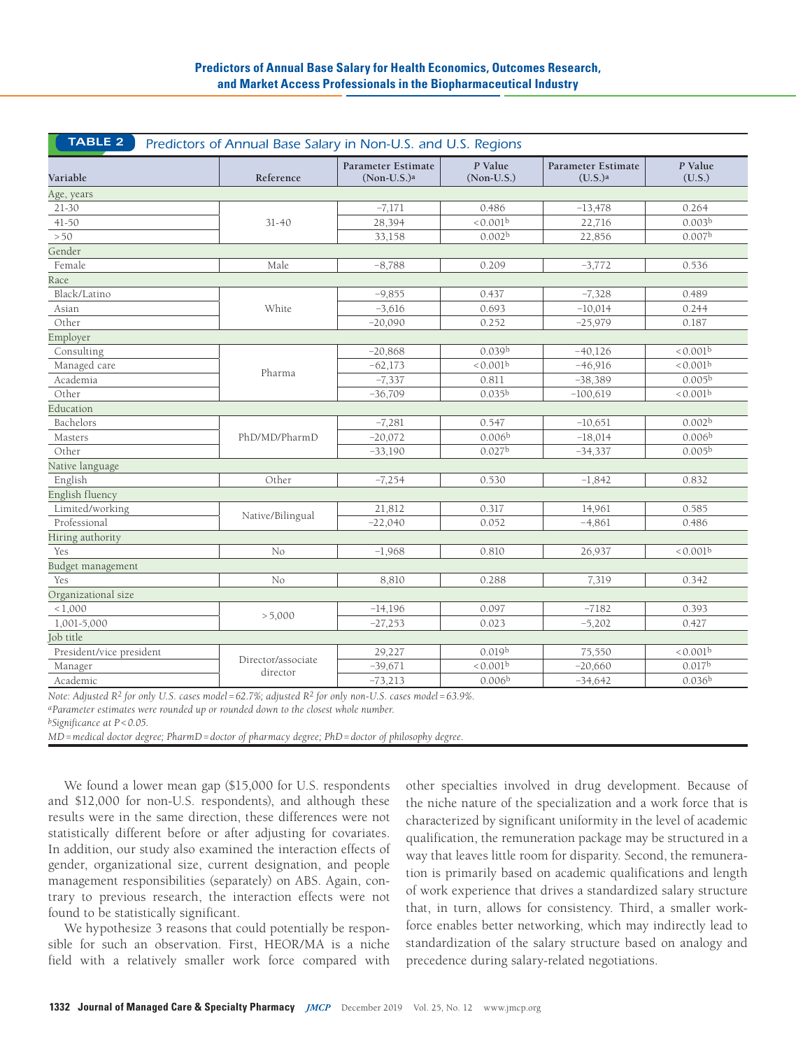**TABLE 2** Predictors of Annual Base Salary in Non-U.S. and U.S. Regions

| Variable | Reference | Parameter Estimate (Non-U.S.)[a] | *P* Value (Non-U.S.) | Parameter Estimate (U.S.)[a] | *P* Value (U.S.) |
|---|---|---|---|---|---|
| **Age, years** | | | | | |
| 21-30 | 31-40 | −7,171 | 0.486 | −13,478 | 0.264 |
| 41-50 | | 28,394 | < 0.001[b] | 22,716 | 0.003[b] |
| > 50 | | 33,158 | 0.002[b] | 22,856 | 0.007[b] |
| **Gender** | | | | | |
| Female | Male | −8,788 | 0.209 | −3,772 | 0.536 |
| **Race** | | | | | |
| Black/Latino | White | −9,855 | 0.437 | −7,328 | 0.489 |
| Asian | | −3,616 | 0.693 | −10,014 | 0.244 |
| Other | | −20,090 | 0.252 | −25,979 | 0.187 |
| **Employer** | | | | | |
| Consulting | Pharma | −20,868 | 0.039[b] | −40,126 | < 0.001[b] |
| Managed care | | −62,173 | < 0.001[b] | −46,916 | < 0.001[b] |
| Academia | | −7,337 | 0.811 | −38,389 | 0.005[b] |
| Other | | −36,709 | 0.035[b] | −100,619 | < 0.001[b] |
| **Education** | | | | | |
| Bachelors | PhD/MD/PharmD | −7,281 | 0.547 | −10,651 | 0.002[b] |
| Masters | | −20,072 | 0.006[b] | −18,014 | 0.006[b] |
| Other | | −33,190 | 0.027[b] | −34,337 | 0.005[b] |
| **Native language** | | | | | |
| English | Other | −7,254 | 0.530 | −1,842 | 0.832 |
| **English fluency** | | | | | |
| Limited/working | Native/Bilingual | 21,812 | 0.317 | 14,961 | 0.585 |
| Professional | | −22,040 | 0.052 | −4,861 | 0.486 |
| **Hiring authority** | | | | | |
| Yes | No | −1,968 | 0.810 | 26,937 | < 0.001[b] |
| **Budget management** | | | | | |
| Yes | No | 8,810 | 0.288 | 7,319 | 0.342 |
| **Organizational size** | | | | | |
| < 1,000 | > 5,000 | −14,196 | 0.097 | −7182 | 0.393 |
| 1,001-5,000 | | −27,253 | 0.023 | −5,202 | 0.427 |
| **Job title** | | | | | |
| President/vice president | Director/associate director | 29,227 | 0.019[b] | 75,550 | < 0.001[b] |
| Manager | | −39,671 | < 0.001[b] | −20,660 | 0.017[b] |
| Academic | | −73,213 | 0.006[b] | −34,642 | 0.036[b] |

*Note: Adjusted $R^2$ for only U.S. cases model = 62.7%; adjusted $R^2$ for only non-U.S. cases model = 63.9%.*

[a]*Parameter estimates were rounded up or rounded down to the closest whole number.*

[b]*Significance at $P < 0.05$.*

*MD = medical doctor degree; PharmD = doctor of pharmacy degree; PhD = doctor of philosophy degree.*

We found a lower mean gap ($15,000 for U.S. respondents and $12,000 for non-U.S. respondents), and although these results were in the same direction, these differences were not statistically different before or after adjusting for covariates. In addition, our study also examined the interaction effects of gender, organizational size, current designation, and people management responsibilities (separately) on ABS. Again, contrary to previous research, the interaction effects were not found to be statistically significant.

We hypothesize 3 reasons that could potentially be responsible for such an observation. First, HEOR/MA is a niche field with a relatively smaller work force compared with other specialties involved in drug development. Because of the niche nature of the specialization and a work force that is characterized by significant uniformity in the level of academic qualification, the remuneration package may be structured in a way that leaves little room for disparity. Second, the remuneration is primarily based on academic qualifications and length of work experience that drives a standardized salary structure that, in turn, allows for consistency. Third, a smaller workforce enables better networking, which may indirectly lead to standardization of the salary structure based on analogy and precedence during salary-related negotiations.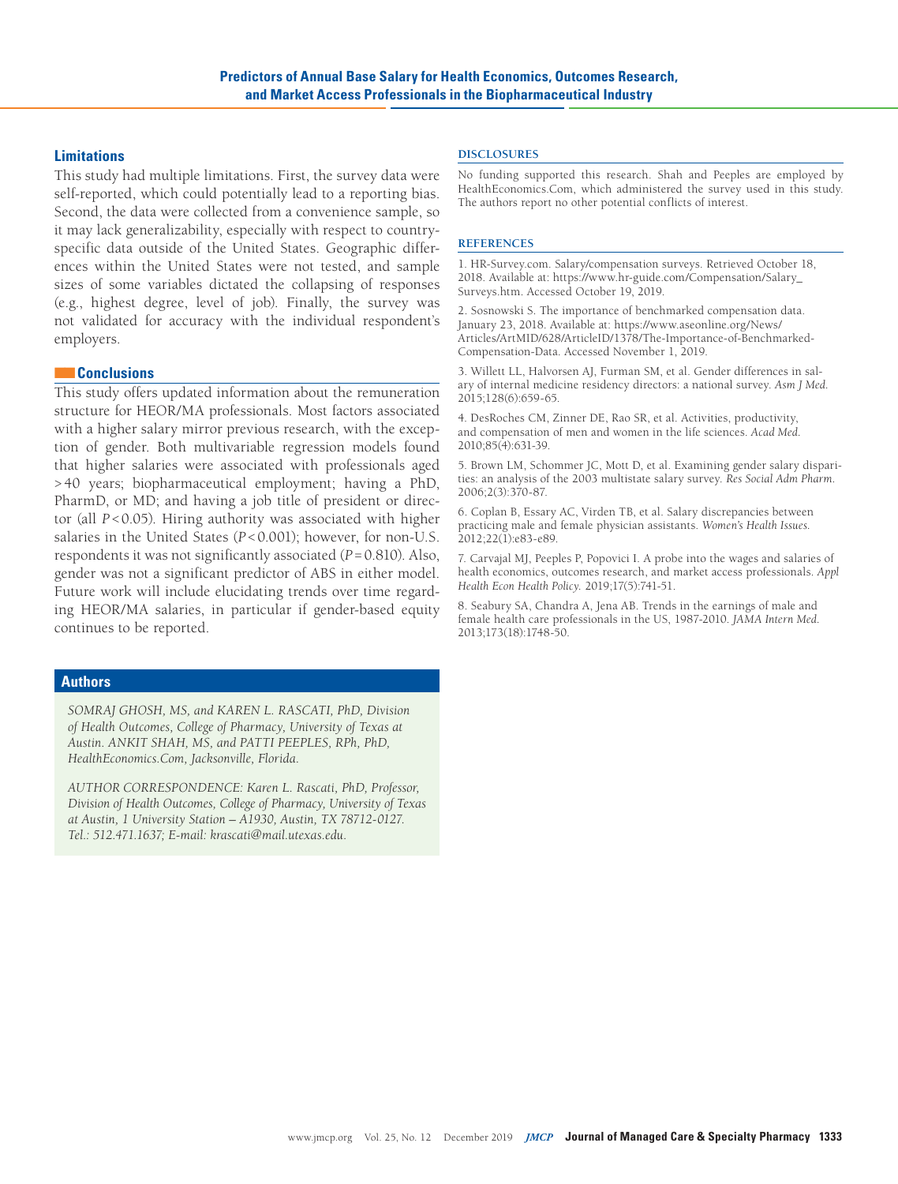## Limitations

This study had multiple limitations. First, the survey data were self-reported, which could potentially lead to a reporting bias. Second, the data were collected from a convenience sample, so it may lack generalizability, especially with respect to country-specific data outside of the United States. Geographic differences within the United States were not tested, and sample sizes of some variables dictated the collapsing of responses (e.g., highest degree, level of job). Finally, the survey was not validated for accuracy with the individual respondent's employers.

## Conclusions

This study offers updated information about the remuneration structure for HEOR/MA professionals. Most factors associated with a higher salary mirror previous research, with the exception of gender. Both multivariable regression models found that higher salaries were associated with professionals aged >40 years; biopharmaceutical employment; having a PhD, PharmD, or MD; and having a job title of president or director (all $P<0.05$). Hiring authority was associated with higher salaries in the United States ($P<0.001$); however, for non-U.S. respondents it was not significantly associated ($P=0.810$). Also, gender was not a significant predictor of ABS in either model. Future work will include elucidating trends over time regarding HEOR/MA salaries, in particular if gender-based equity continues to be reported.

## Authors

*SOMRAJ GHOSH, MS, and KAREN L. RASCATI, PhD, Division of Health Outcomes, College of Pharmacy, University of Texas at Austin. ANKIT SHAH, MS, and PATTI PEEPLES, RPh, PhD, HealthEconomics.Com, Jacksonville, Florida.*

*AUTHOR CORRESPONDENCE: Karen L. Rascati, PhD, Professor, Division of Health Outcomes, College of Pharmacy, University of Texas at Austin, 1 University Station – A1930, Austin, TX 78712-0127. Tel.: 512.471.1637; E-mail: krascati@mail.utexas.edu.*

## DISCLOSURES

No funding supported this research. Shah and Peeples are employed by HealthEconomics.Com, which administered the survey used in this study. The authors report no other potential conflicts of interest.

## REFERENCES

1. HR-Survey.com. Salary/compensation surveys. Retrieved October 18, 2018. Available at: https://www.hr-guide.com/Compensation/Salary_Surveys.htm. Accessed October 19, 2019.

2. Sosnowski S. The importance of benchmarked compensation data. January 23, 2018. Available at: https://www.aseonline.org/News/Articles/ArtMID/628/ArticleID/1378/The-Importance-of-Benchmarked-Compensation-Data. Accessed November 1, 2019.

3. Willett LL, Halvorsen AJ, Furman SM, et al. Gender differences in salary of internal medicine residency directors: a national survey. *Asm J Med.* 2015;128(6):659-65.

4. DesRoches CM, Zinner DE, Rao SR, et al. Activities, productivity, and compensation of men and women in the life sciences. *Acad Med.* 2010;85(4):631-39.

5. Brown LM, Schommer JC, Mott D, et al. Examining gender salary disparities: an analysis of the 2003 multistate salary survey. *Res Social Adm Pharm.* 2006;2(3):370-87.

6. Coplan B, Essary AC, Virden TB, et al. Salary discrepancies between practicing male and female physician assistants. *Women's Health Issues.* 2012;22(1):e83-e89.

7. Carvajal MJ, Peeples P, Popovici I. A probe into the wages and salaries of health economics, outcomes research, and market access professionals. *Appl Health Econ Health Policy.* 2019;17(5):741-51.

8. Seabury SA, Chandra A, Jena AB. Trends in the earnings of male and female health care professionals in the US, 1987-2010. *JAMA Intern Med.* 2013;173(18):1748-50.